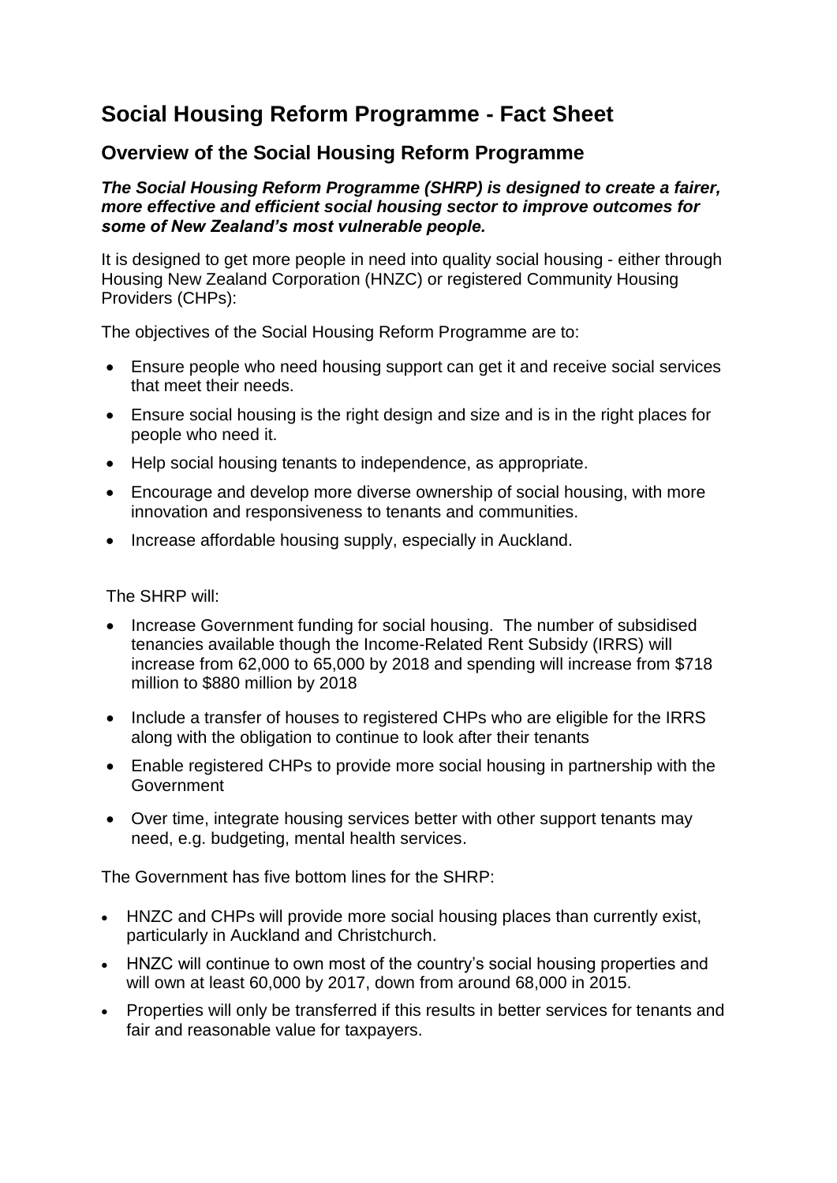# Social Housing Reform Programme - Fact Sheet

## Overview of the Social Housing Reform Programme

***The Social Housing Reform Programme (SHRP) is designed to create a fairer, more effective and efficient social housing sector to improve outcomes for some of New Zealand's most vulnerable people.***

It is designed to get more people in need into quality social housing - either through Housing New Zealand Corporation (HNZC) or registered Community Housing Providers (CHPs):

The objectives of the Social Housing Reform Programme are to:

- Ensure people who need housing support can get it and receive social services that meet their needs.
- Ensure social housing is the right design and size and is in the right places for people who need it.
- Help social housing tenants to independence, as appropriate.
- Encourage and develop more diverse ownership of social housing, with more innovation and responsiveness to tenants and communities.
- Increase affordable housing supply, especially in Auckland.

The SHRP will:

- Increase Government funding for social housing. The number of subsidised tenancies available though the Income-Related Rent Subsidy (IRRS) will increase from 62,000 to 65,000 by 2018 and spending will increase from $718 million to $880 million by 2018
- Include a transfer of houses to registered CHPs who are eligible for the IRRS along with the obligation to continue to look after their tenants
- Enable registered CHPs to provide more social housing in partnership with the Government
- Over time, integrate housing services better with other support tenants may need, e.g. budgeting, mental health services.

The Government has five bottom lines for the SHRP:

- HNZC and CHPs will provide more social housing places than currently exist, particularly in Auckland and Christchurch.
- HNZC will continue to own most of the country's social housing properties and will own at least 60,000 by 2017, down from around 68,000 in 2015.
- Properties will only be transferred if this results in better services for tenants and fair and reasonable value for taxpayers.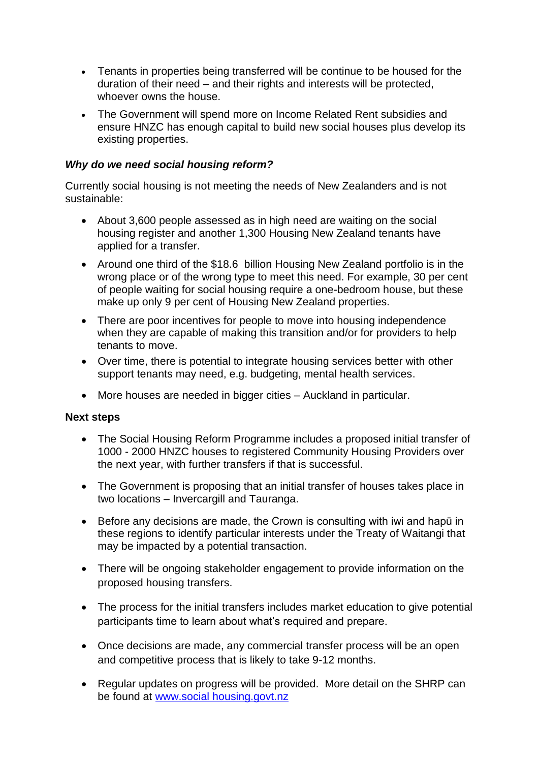- Tenants in properties being transferred will be continue to be housed for the duration of their need – and their rights and interests will be protected, whoever owns the house.
- The Government will spend more on Income Related Rent subsidies and ensure HNZC has enough capital to build new social houses plus develop its existing properties.

***Why do we need social housing reform?***

Currently social housing is not meeting the needs of New Zealanders and is not sustainable:

- About 3,600 people assessed as in high need are waiting on the social housing register and another 1,300 Housing New Zealand tenants have applied for a transfer.
- Around one third of the $18.6 billion Housing New Zealand portfolio is in the wrong place or of the wrong type to meet this need. For example, 30 per cent of people waiting for social housing require a one-bedroom house, but these make up only 9 per cent of Housing New Zealand properties.
- There are poor incentives for people to move into housing independence when they are capable of making this transition and/or for providers to help tenants to move.
- Over time, there is potential to integrate housing services better with other support tenants may need, e.g. budgeting, mental health services.
- More houses are needed in bigger cities – Auckland in particular.

**Next steps**

- The Social Housing Reform Programme includes a proposed initial transfer of 1000 - 2000 HNZC houses to registered Community Housing Providers over the next year, with further transfers if that is successful.
- The Government is proposing that an initial transfer of houses takes place in two locations – Invercargill and Tauranga.
- Before any decisions are made, the Crown is consulting with iwi and hapū in these regions to identify particular interests under the Treaty of Waitangi that may be impacted by a potential transaction.
- There will be ongoing stakeholder engagement to provide information on the proposed housing transfers.
- The process for the initial transfers includes market education to give potential participants time to learn about what's required and prepare.
- Once decisions are made, any commercial transfer process will be an open and competitive process that is likely to take 9-12 months.
- Regular updates on progress will be provided. More detail on the SHRP can be found at [www.social housing.govt.nz](www.social housing.govt.nz)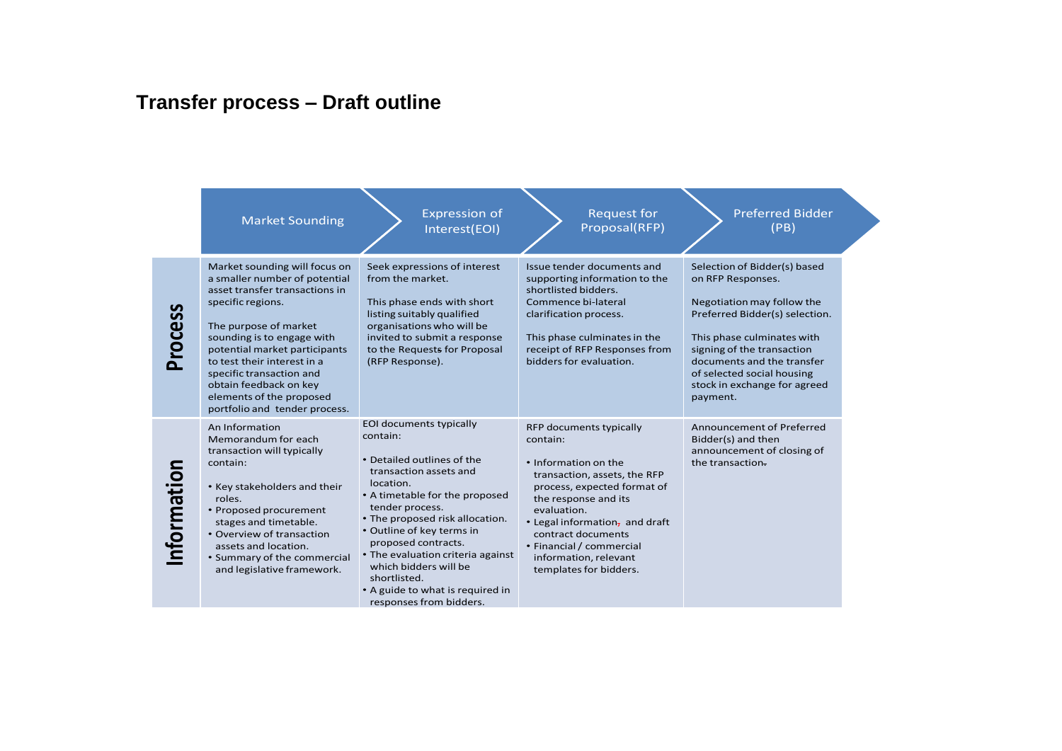## Transfer process – Draft outline

| | Market Sounding | Expression of Interest(EOI) | Request for Proposal(RFP) | Preferred Bidder (PB) |
|---|---|---|---|---|
| **Process** | Market sounding will focus on a smaller number of potential asset transfer transactions in specific regions.<br><br>The purpose of market sounding is to engage with potential market participants to test their interest in a specific transaction and obtain feedback on key elements of the proposed portfolio and tender process. | Seek expressions of interest from the market.<br><br>This phase ends with short listing suitably qualified organisations who will be invited to submit a response to the Requests for Proposal (RFP Response). | Issue tender documents and supporting information to the shortlisted bidders. Commence bi-lateral clarification process.<br><br>This phase culminates in the receipt of RFP Responses from bidders for evaluation. | Selection of Bidder(s) based on RFP Responses.<br><br>Negotiation may follow the Preferred Bidder(s) selection.<br><br>This phase culminates with signing of the transaction documents and the transfer of selected social housing stock in exchange for agreed payment. |
| **Information** | An Information Memorandum for each transaction will typically contain:<br><br>• Key stakeholders and their roles.<br>• Proposed procurement stages and timetable.<br>• Overview of transaction assets and location.<br>• Summary of the commercial and legislative framework. | EOI documents typically contain:<br><br>• Detailed outlines of the transaction assets and location.<br>• A timetable for the proposed tender process.<br>• The proposed risk allocation.<br>• Outline of key terms in proposed contracts.<br>• The evaluation criteria against which bidders will be shortlisted.<br>• A guide to what is required in responses from bidders. | RFP documents typically contain:<br><br>• Information on the transaction, assets, the RFP process, expected format of the response and its evaluation.<br>• Legal information, and draft contract documents<br>• Financial / commercial information, relevant templates for bidders. | Announcement of Preferred Bidder(s) and then announcement of closing of the transaction. |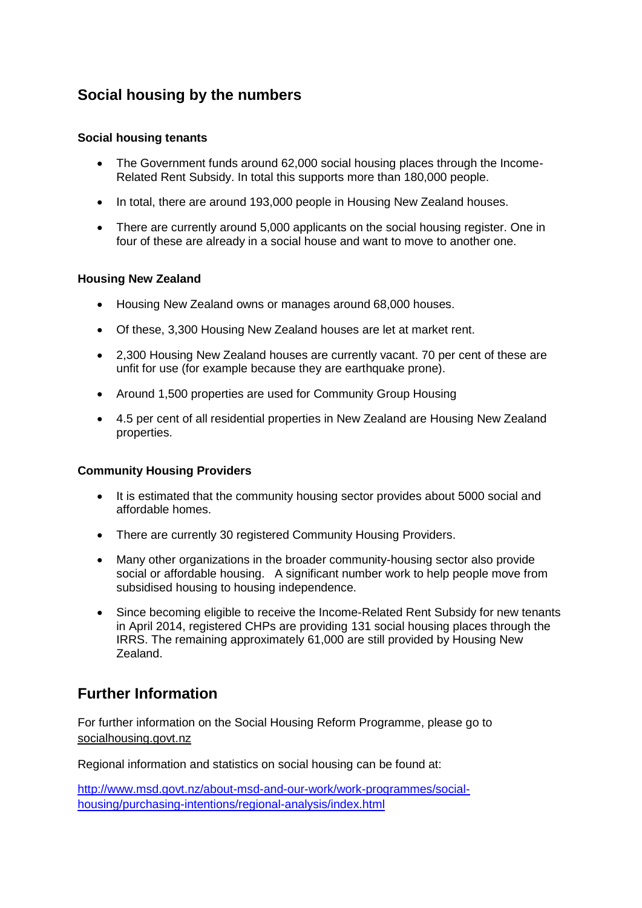## Social housing by the numbers

### Social housing tenants

- The Government funds around 62,000 social housing places through the Income-Related Rent Subsidy. In total this supports more than 180,000 people.
- In total, there are around 193,000 people in Housing New Zealand houses.
- There are currently around 5,000 applicants on the social housing register. One in four of these are already in a social house and want to move to another one.

### Housing New Zealand

- Housing New Zealand owns or manages around 68,000 houses.
- Of these, 3,300 Housing New Zealand houses are let at market rent.
- 2,300 Housing New Zealand houses are currently vacant. 70 per cent of these are unfit for use (for example because they are earthquake prone).
- Around 1,500 properties are used for Community Group Housing
- 4.5 per cent of all residential properties in New Zealand are Housing New Zealand properties.

### Community Housing Providers

- It is estimated that the community housing sector provides about 5000 social and affordable homes.
- There are currently 30 registered Community Housing Providers.
- Many other organizations in the broader community-housing sector also provide social or affordable housing. A significant number work to help people move from subsidised housing to housing independence.
- Since becoming eligible to receive the Income-Related Rent Subsidy for new tenants in April 2014, registered CHPs are providing 131 social housing places through the IRRS. The remaining approximately 61,000 are still provided by Housing New Zealand.

## Further Information

For further information on the Social Housing Reform Programme, please go to socialhousing.govt.nz

Regional information and statistics on social housing can be found at:

http://www.msd.govt.nz/about-msd-and-our-work/work-programmes/social-housing/purchasing-intentions/regional-analysis/index.html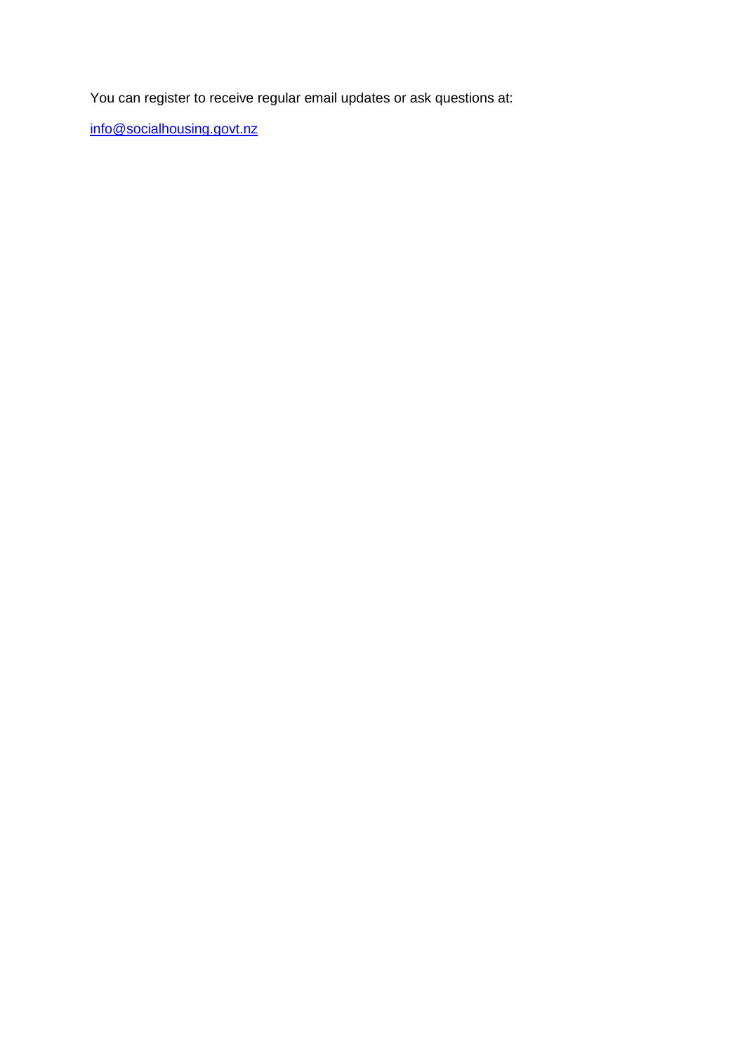You can register to receive regular email updates or ask questions at:

info@socialhousing.govt.nz